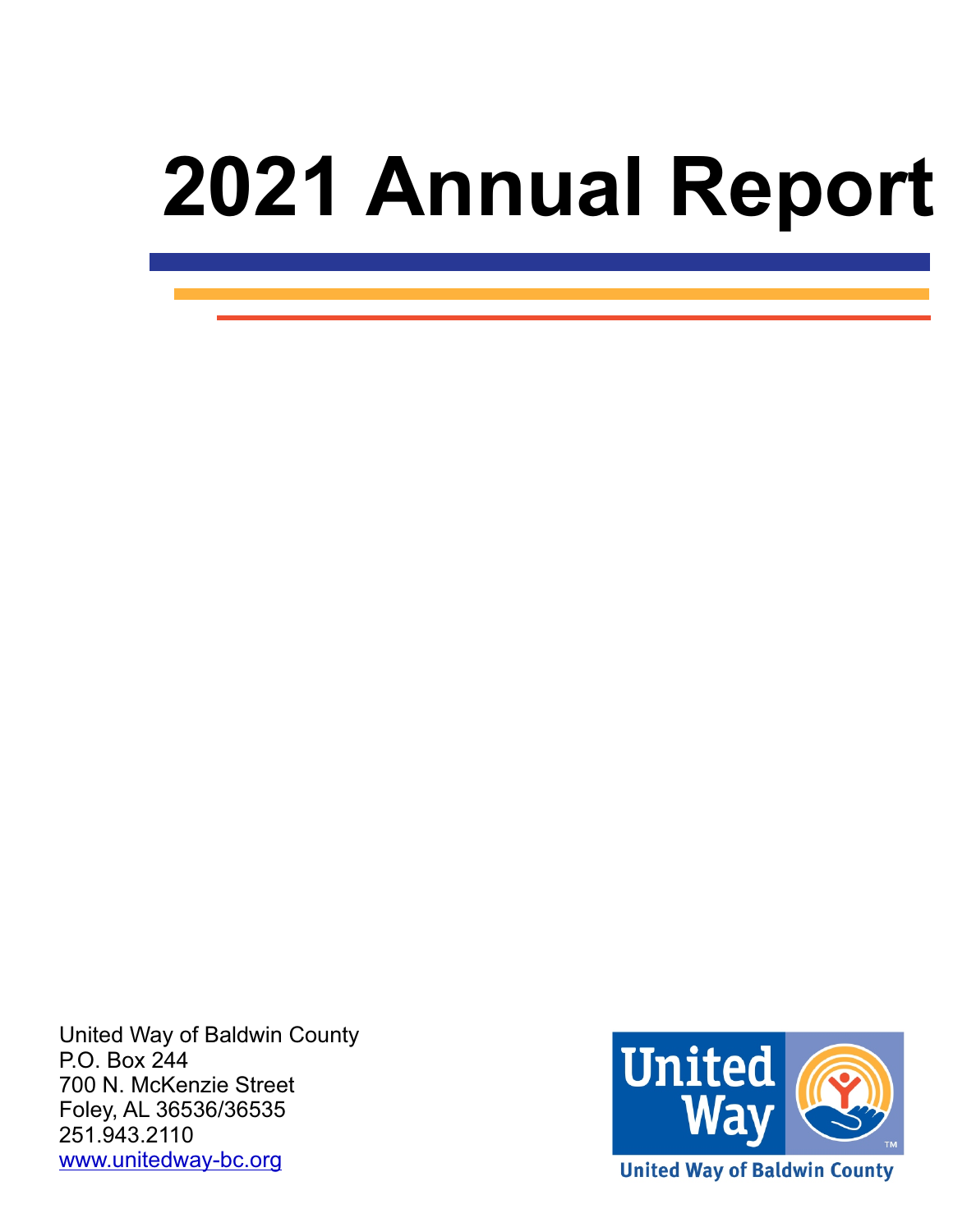# 2021 Annual Report

United Way of Baldwin County
P.O. Box 244
700 N. McKenzie Street
Foley, AL 36536/36535
251.943.2110
www.unitedway-bc.org

United Way of Baldwin County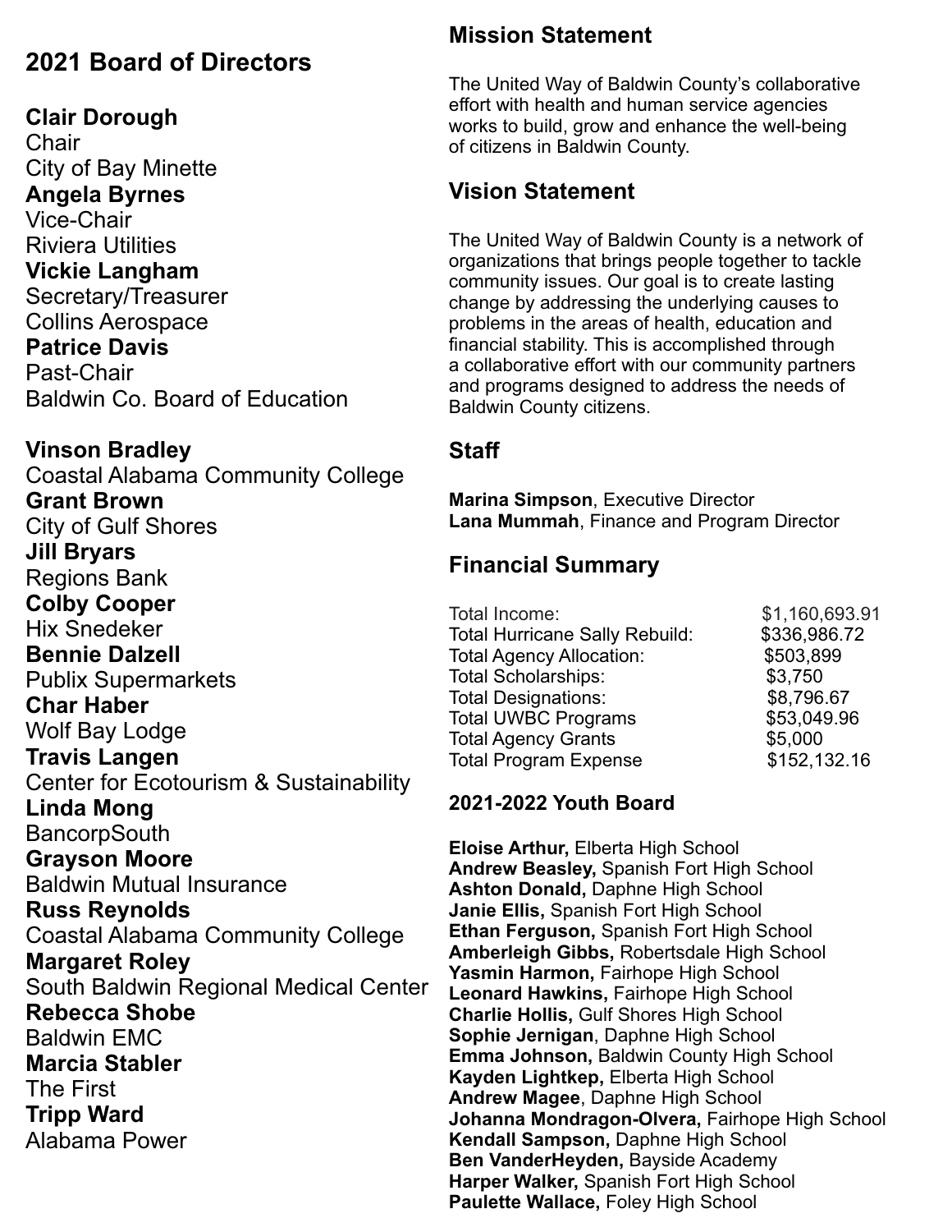## 2021 Board of Directors

**Clair Dorough**
Chair
City of Bay Minette

**Angela Byrnes**
Vice-Chair
Riviera Utilities

**Vickie Langham**
Secretary/Treasurer
Collins Aerospace

**Patrice Davis**
Past-Chair
Baldwin Co. Board of Education

**Vinson Bradley**
Coastal Alabama Community College

**Grant Brown**
City of Gulf Shores

**Jill Bryars**
Regions Bank

**Colby Cooper**
Hix Snedeker

**Bennie Dalzell**
Publix Supermarkets

**Char Haber**
Wolf Bay Lodge

**Travis Langen**
Center for Ecotourism & Sustainability

**Linda Mong**
BancorpSouth

**Grayson Moore**
Baldwin Mutual Insurance

**Russ Reynolds**
Coastal Alabama Community College

**Margaret Roley**
South Baldwin Regional Medical Center

**Rebecca Shobe**
Baldwin EMC

**Marcia Stabler**
The First

**Tripp Ward**
Alabama Power

## Mission Statement

The United Way of Baldwin County's collaborative effort with health and human service agencies works to build, grow and enhance the well-being of citizens in Baldwin County.

## Vision Statement

The United Way of Baldwin County is a network of organizations that brings people together to tackle community issues. Our goal is to create lasting change by addressing the underlying causes to problems in the areas of health, education and financial stability. This is accomplished through a collaborative effort with our community partners and programs designed to address the needs of Baldwin County citizens.

## Staff

**Marina Simpson**, Executive Director
**Lana Mummah**, Finance and Program Director

## Financial Summary

| | |
|---|---|
| Total Income: | $1,160,693.91 |
| Total Hurricane Sally Rebuild: | $336,986.72 |
| Total Agency Allocation: | $503,899 |
| Total Scholarships: | $3,750 |
| Total Designations: | $8,796.67 |
| Total UWBC Programs | $53,049.96 |
| Total Agency Grants | $5,000 |
| Total Program Expense | $152,132.16 |

### 2021-2022 Youth Board

**Eloise Arthur,** Elberta High School
**Andrew Beasley,** Spanish Fort High School
**Ashton Donald,** Daphne High School
**Janie Ellis,** Spanish Fort High School
**Ethan Ferguson,** Spanish Fort High School
**Amberleigh Gibbs,** Robertsdale High School
**Yasmin Harmon,** Fairhope High School
**Leonard Hawkins,** Fairhope High School
**Charlie Hollis,** Gulf Shores High School
**Sophie Jernigan**, Daphne High School
**Emma Johnson,** Baldwin County High School
**Kayden Lightkep,** Elberta High School
**Andrew Magee**, Daphne High School
**Johanna Mondragon-Olvera,** Fairhope High School
**Kendall Sampson,** Daphne High School
**Ben VanderHeyden,** Bayside Academy
**Harper Walker,** Spanish Fort High School
**Paulette Wallace,** Foley High School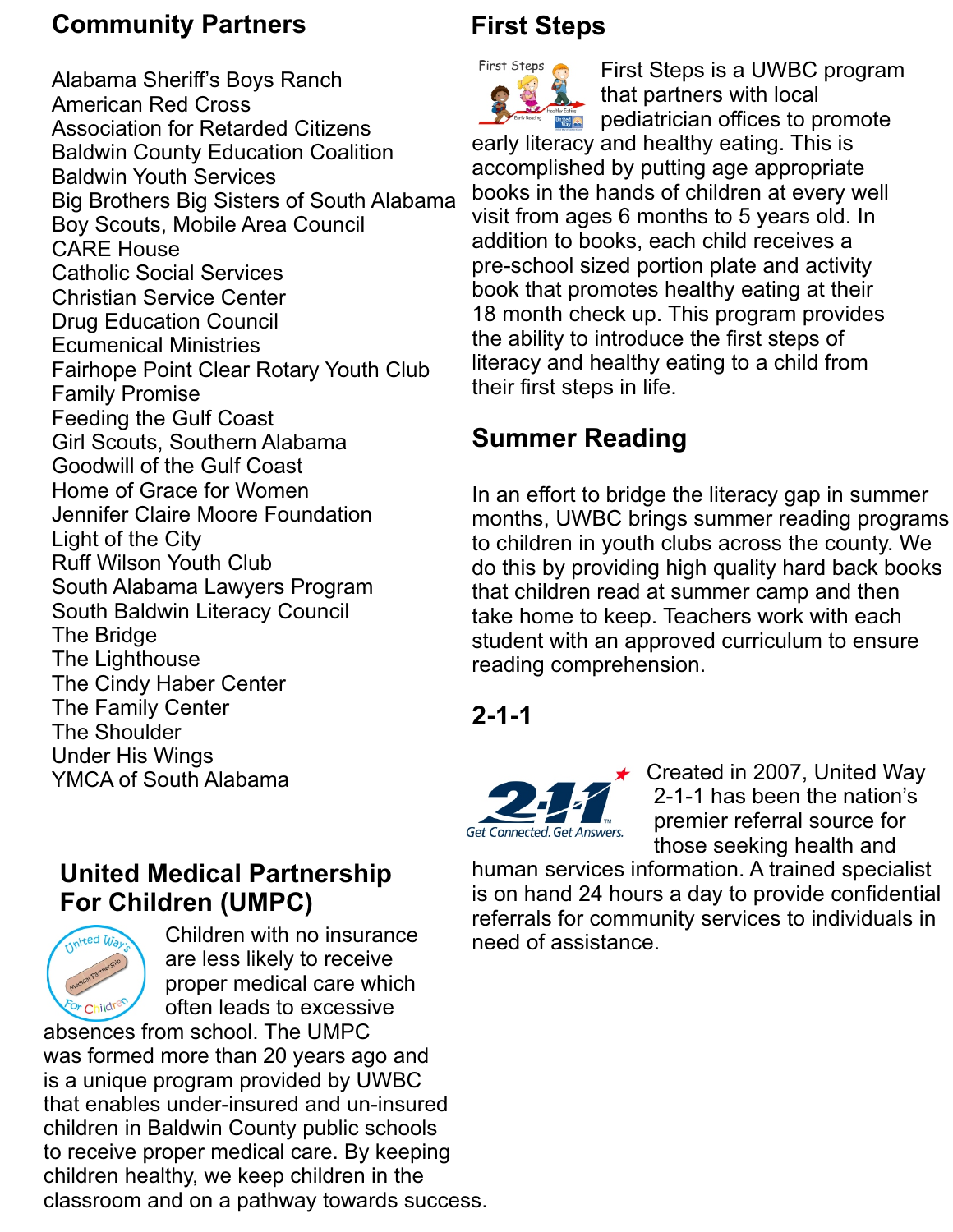## Community Partners

Alabama Sheriff's Boys Ranch
American Red Cross
Association for Retarded Citizens
Baldwin County Education Coalition
Baldwin Youth Services
Big Brothers Big Sisters of South Alabama
Boy Scouts, Mobile Area Council
CARE House
Catholic Social Services
Christian Service Center
Drug Education Council
Ecumenical Ministries
Fairhope Point Clear Rotary Youth Club
Family Promise
Feeding the Gulf Coast
Girl Scouts, Southern Alabama
Goodwill of the Gulf Coast
Home of Grace for Women
Jennifer Claire Moore Foundation
Light of the City
Ruff Wilson Youth Club
South Alabama Lawyers Program
South Baldwin Literacy Council
The Bridge
The Lighthouse
The Cindy Haber Center
The Family Center
The Shoulder
Under His Wings
YMCA of South Alabama

## United Medical Partnership For Children (UMPC)

Children with no insurance are less likely to receive proper medical care which often leads to excessive absences from school. The UMPC was formed more than 20 years ago and is a unique program provided by UWBC that enables under-insured and un-insured children in Baldwin County public schools to receive proper medical care. By keeping children healthy, we keep children in the classroom and on a pathway towards success.

## First Steps

First Steps is a UWBC program that partners with local pediatrician offices to promote early literacy and healthy eating. This is accomplished by putting age appropriate books in the hands of children at every well visit from ages 6 months to 5 years old. In addition to books, each child receives a pre-school sized portion plate and activity book that promotes healthy eating at their 18 month check up. This program provides the ability to introduce the first steps of literacy and healthy eating to a child from their first steps in life.

## Summer Reading

In an effort to bridge the literacy gap in summer months, UWBC brings summer reading programs to children in youth clubs across the county. We do this by providing high quality hard back books that children read at summer camp and then take home to keep. Teachers work with each student with an approved curriculum to ensure reading comprehension.

## 2-1-1

Created in 2007, United Way 2-1-1 has been the nation's premier referral source for those seeking health and human services information. A trained specialist is on hand 24 hours a day to provide confidential referrals for community services to individuals in need of assistance.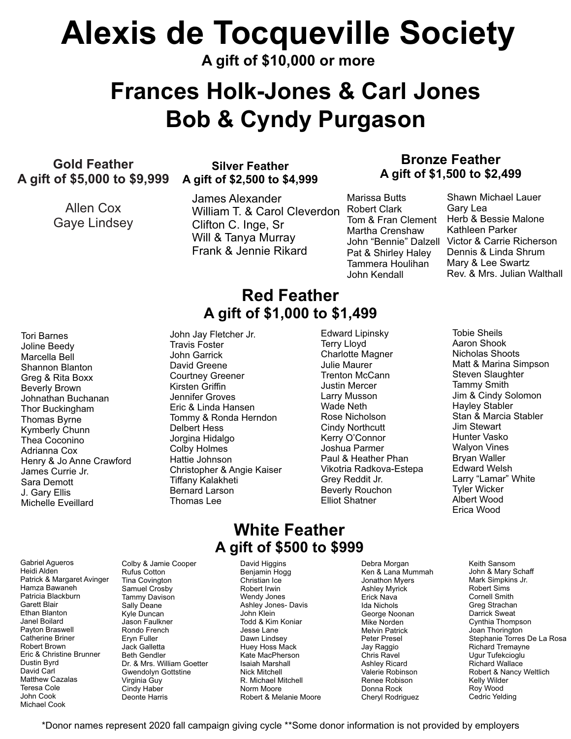# Alexis de Tocqueville Society

**A gift of $10,000 or more**

## Frances Holk-Jones & Carl Jones
## Bob & Cyndy Purgason

### Gold Feather
**A gift of $5,000 to $9,999**

Allen Cox
Gaye Lindsey

### Silver Feather
**A gift of $2,500 to $4,999**

James Alexander
William T. & Carol Cleverdon
Clifton C. Inge, Sr
Will & Tanya Murray
Frank & Jennie Rikard

### Bronze Feather
**A gift of $1,500 to $2,499**

Marissa Butts
Robert Clark
Tom & Fran Clement
Martha Crenshaw
John "Bennie" Dalzell
Pat & Shirley Haley
Tammera Houlihan
John Kendall
Shawn Michael Lauer
Gary Lea
Herb & Bessie Malone
Kathleen Parker
Victor & Carrie Richerson
Dennis & Linda Shrum
Mary & Lee Swartz
Rev. & Mrs. Julian Walthall

### Red Feather
**A gift of $1,000 to $1,499**

Tori Barnes
Joline Beedy
Marcella Bell
Shannon Blanton
Greg & Rita Boxx
Beverly Brown
Johnathan Buchanan
Thor Buckingham
Thomas Byrne
Kymberly Chunn
Thea Coconino
Adrianna Cox
Henry & Jo Anne Crawford
James Currie Jr.
Sara Demott
J. Gary Ellis
Michelle Eveillard
John Jay Fletcher Jr.
Travis Foster
John Garrick
David Greene
Courtney Greener
Kirsten Griffin
Jennifer Groves
Eric & Linda Hansen
Tommy & Ronda Herndon
Delbert Hess
Jorgina Hidalgo
Colby Holmes
Hattie Johnson
Christopher & Angie Kaiser
Tiffany Kalakheti
Bernard Larson
Thomas Lee
Edward Lipinsky
Terry Lloyd
Charlotte Magner
Julie Maurer
Trenton McCann
Justin Mercer
Larry Musson
Wade Neth
Rose Nicholson
Cindy Northcutt
Kerry O'Connor
Joshua Parmer
Paul & Heather Phan
Vikotria Radkova-Estepa
Grey Reddit Jr.
Beverly Rouchon
Elliot Shatner
Tobie Sheils
Aaron Shook
Nicholas Shoots
Matt & Marina Simpson
Steven Slaughter
Tammy Smith
Jim & Cindy Solomon
Hayley Stabler
Stan & Marcia Stabler
Jim Stewart
Hunter Vasko
Walyon Vines
Bryan Waller
Edward Welsh
Larry "Lamar" White
Tyler Wicker
Albert Wood
Erica Wood

### White Feather
**A gift of $500 to $999**

Gabriel Agueros
Heidi Alden
Patrick & Margaret Avinger
Hamza Bawaneh
Patricia Blackburn
Garett Blair
Ethan Blanton
Janel Boilard
Payton Braswell
Catherine Briner
Robert Brown
Eric & Christine Brunner
Dustin Byrd
David Carl
Matthew Cazalas
Teresa Cole
John Cook
Michael Cook
Colby & Jamie Cooper
Rufus Cotton
Tina Covington
Samuel Crosby
Tammy Davison
Sally Deane
Kyle Duncan
Jason Faulkner
Rondo French
Eryn Fuller
Jack Galletta
Beth Gendler
Dr. & Mrs. William Goetter
Gwendolyn Gottstine
Virginia Guy
Cindy Haber
Deonte Harris
David Higgins
Benjamin Hogg
Christian Ice
Robert Irwin
Wendy Jones
Ashley Jones- Davis
John Klein
Todd & Kim Koniar
Jesse Lane
Dawn Lindsey
Huey Hoss Mack
Kate MacPherson
Isaiah Marshall
Nick Mitchell
R. Michael Mitchell
Norm Moore
Robert & Melanie Moore
Debra Morgan
Ken & Lana Mummah
Jonathon Myers
Ashley Myrick
Erick Nava
Ida Nichols
George Noonan
Mike Norden
Melvin Patrick
Peter Presel
Jay Raggio
Chris Ravel
Ashley Ricard
Valerie Robinson
Renee Robison
Donna Rock
Cheryl Rodriguez
Keith Sansom
John & Mary Schaff
Mark Simpkins Jr.
Robert Sims
Cornell Smith
Greg Strachan
Darrick Sweat
Cynthia Thompson
Joan Thorington
Stephanie Torres De La Rosa
Richard Tremayne
Ugur Tufekcioglu
Richard Wallace
Robert & Nancy Weltlich
Kelly Wilder
Roy Wood
Cedric Yelding

*Donor names represent 2020 fall campaign giving cycle **Some donor information is not provided by employers